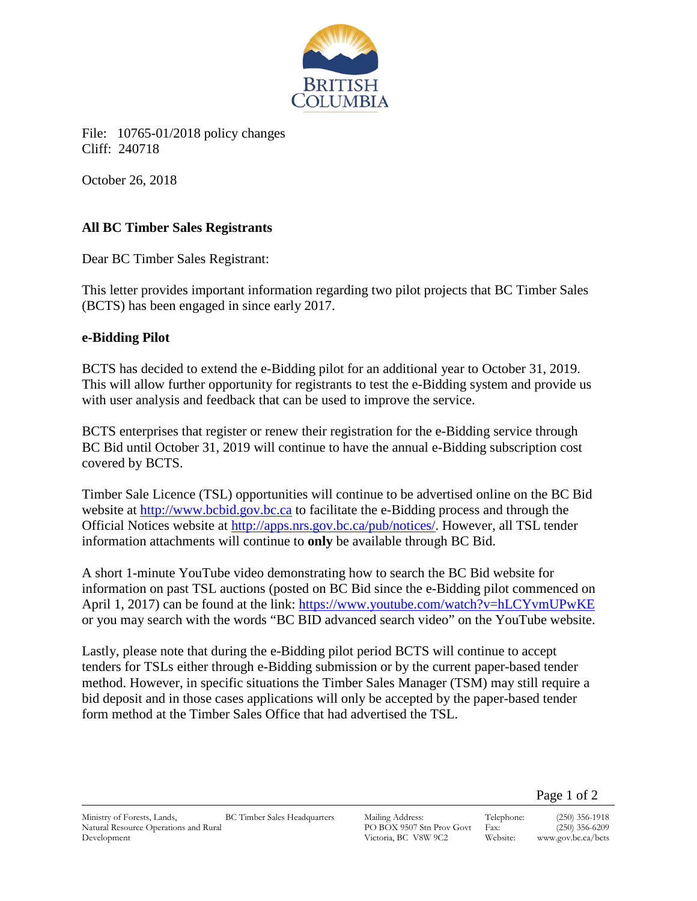File: 10765-01/2018 policy changes
Cliff: 240718

October 26, 2018

**All BC Timber Sales Registrants**

Dear BC Timber Sales Registrant:

This letter provides important information regarding two pilot projects that BC Timber Sales (BCTS) has been engaged in since early 2017.

**e-Bidding Pilot**

BCTS has decided to extend the e-Bidding pilot for an additional year to October 31, 2019. This will allow further opportunity for registrants to test the e-Bidding system and provide us with user analysis and feedback that can be used to improve the service.

BCTS enterprises that register or renew their registration for the e-Bidding service through BC Bid until October 31, 2019 will continue to have the annual e-Bidding subscription cost covered by BCTS.

Timber Sale Licence (TSL) opportunities will continue to be advertised online on the BC Bid website at http://www.bcbid.gov.bc.ca to facilitate the e-Bidding process and through the Official Notices website at http://apps.nrs.gov.bc.ca/pub/notices/. However, all TSL tender information attachments will continue to **only** be available through BC Bid.

A short 1-minute YouTube video demonstrating how to search the BC Bid website for information on past TSL auctions (posted on BC Bid since the e-Bidding pilot commenced on April 1, 2017) can be found at the link: https://www.youtube.com/watch?v=hLCYvmUPwKE or you may search with the words "BC BID advanced search video" on the YouTube website.

Lastly, please note that during the e-Bidding pilot period BCTS will continue to accept tenders for TSLs either through e-Bidding submission or by the current paper-based tender method. However, in specific situations the Timber Sales Manager (TSM) may still require a bid deposit and in those cases applications will only be accepted by the paper-based tender form method at the Timber Sales Office that had advertised the TSL.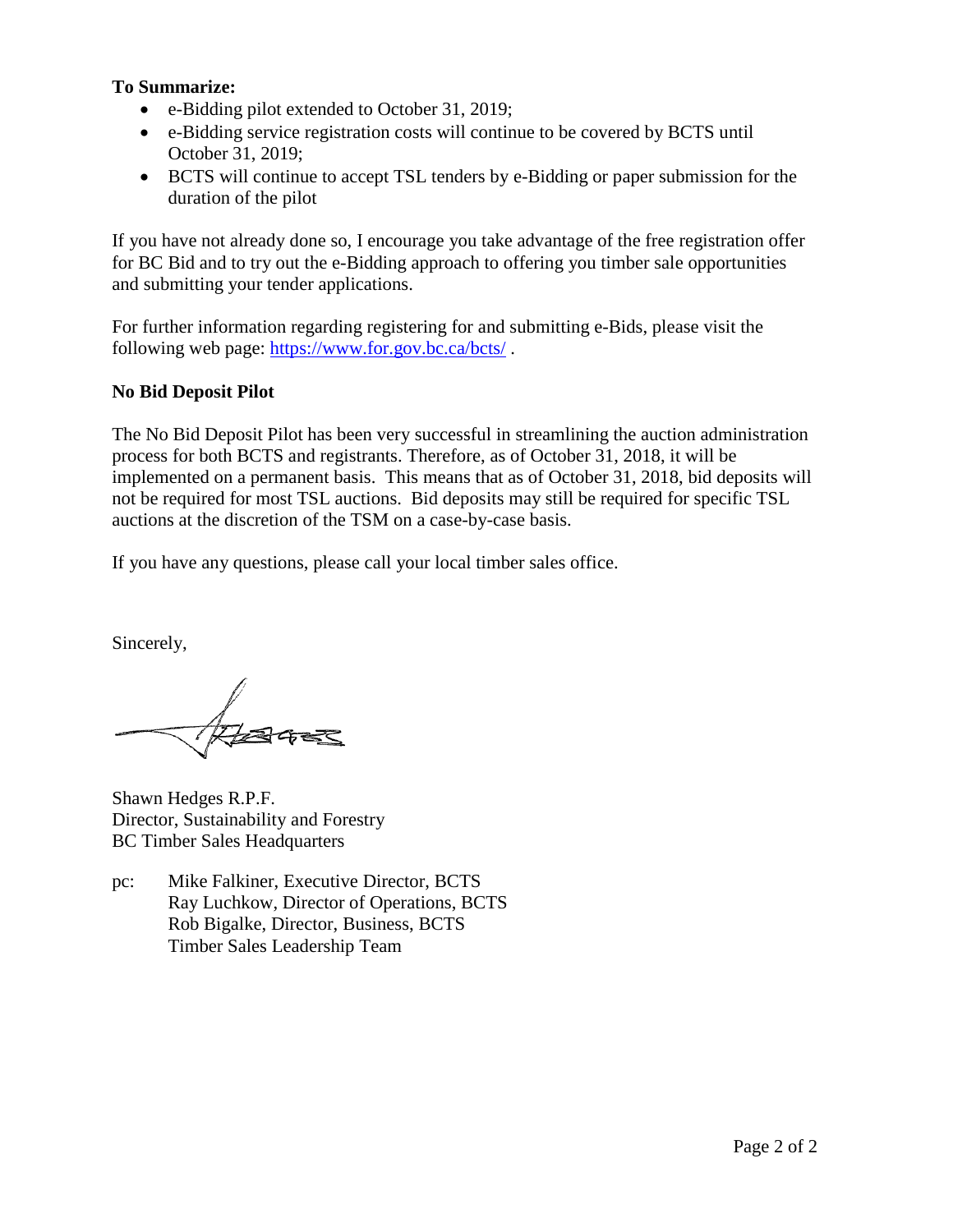**To Summarize:**

- e-Bidding pilot extended to October 31, 2019;
- e-Bidding service registration costs will continue to be covered by BCTS until October 31, 2019;
- BCTS will continue to accept TSL tenders by e-Bidding or paper submission for the duration of the pilot

If you have not already done so, I encourage you take advantage of the free registration offer for BC Bid and to try out the e-Bidding approach to offering you timber sale opportunities and submitting your tender applications.

For further information regarding registering for and submitting e-Bids, please visit the following web page: https://www.for.gov.bc.ca/bcts/ .

**No Bid Deposit Pilot**

The No Bid Deposit Pilot has been very successful in streamlining the auction administration process for both BCTS and registrants. Therefore, as of October 31, 2018, it will be implemented on a permanent basis. This means that as of October 31, 2018, bid deposits will not be required for most TSL auctions. Bid deposits may still be required for specific TSL auctions at the discretion of the TSM on a case-by-case basis.

If you have any questions, please call your local timber sales office.

Sincerely,

Shawn Hedges R.P.F.
Director, Sustainability and Forestry
BC Timber Sales Headquarters

pc: Mike Falkiner, Executive Director, BCTS
Ray Luchkow, Director of Operations, BCTS
Rob Bigalke, Director, Business, BCTS
Timber Sales Leadership Team